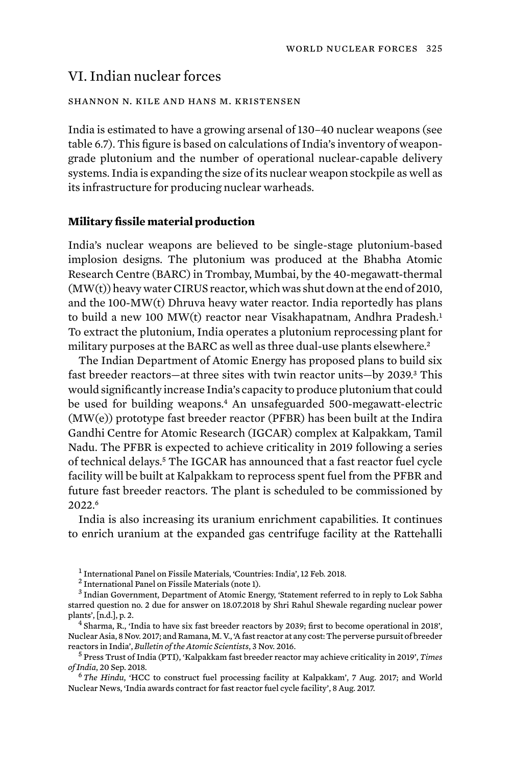## VI. Indian nuclear forces

SHANNON N. KILE AND HANS M. KRISTENSEN

India is estimated to have a growing arsenal of 130–40 nuclear weapons (see table 6.7). This figure is based on calculations of India's inventory of weapon-grade plutonium and the number of operational nuclear-capable delivery systems. India is expanding the size of its nuclear weapon stockpile as well as its infrastructure for producing nuclear warheads.

### Military fissile material production

India's nuclear weapons are believed to be single-stage plutonium-based implosion designs. The plutonium was produced at the Bhabha Atomic Research Centre (BARC) in Trombay, Mumbai, by the 40-megawatt-thermal (MW(t)) heavy water CIRUS reactor, which was shut down at the end of 2010, and the 100-MW(t) Dhruva heavy water reactor. India reportedly has plans to build a new 100 MW(t) reactor near Visakhapatnam, Andhra Pradesh.[1] To extract the plutonium, India operates a plutonium reprocessing plant for military purposes at the BARC as well as three dual-use plants elsewhere.[2]

The Indian Department of Atomic Energy has proposed plans to build six fast breeder reactors—at three sites with twin reactor units—by 2039.[3] This would significantly increase India's capacity to produce plutonium that could be used for building weapons.[4] An unsafeguarded 500-megawatt-electric (MW(e)) prototype fast breeder reactor (PFBR) has been built at the Indira Gandhi Centre for Atomic Research (IGCAR) complex at Kalpakkam, Tamil Nadu. The PFBR is expected to achieve criticality in 2019 following a series of technical delays.[5] The IGCAR has announced that a fast reactor fuel cycle facility will be built at Kalpakkam to reprocess spent fuel from the PFBR and future fast breeder reactors. The plant is scheduled to be commissioned by 2022.[6]

India is also increasing its uranium enrichment capabilities. It continues to enrich uranium at the expanded gas centrifuge facility at the Rattehalli

[1] International Panel on Fissile Materials, 'Countries: India', 12 Feb. 2018.

[2] International Panel on Fissile Materials (note 1).

[3] Indian Government, Department of Atomic Energy, 'Statement referred to in reply to Lok Sabha starred question no. 2 due for answer on 18.07.2018 by Shri Rahul Shewale regarding nuclear power plants', [n.d.], p. 2.

[4] Sharma, R., 'India to have six fast breeder reactors by 2039; first to become operational in 2018', Nuclear Asia, 8 Nov. 2017; and Ramana, M. V., 'A fast reactor at any cost: The perverse pursuit of breeder reactors in India', *Bulletin of the Atomic Scientists*, 3 Nov. 2016.

[5] Press Trust of India (PTI), 'Kalpakkam fast breeder reactor may achieve criticality in 2019', *Times of India*, 20 Sep. 2018.

[6] *The Hindu*, 'HCC to construct fuel processing facility at Kalpakkam', 7 Aug. 2017; and World Nuclear News, 'India awards contract for fast reactor fuel cycle facility', 8 Aug. 2017.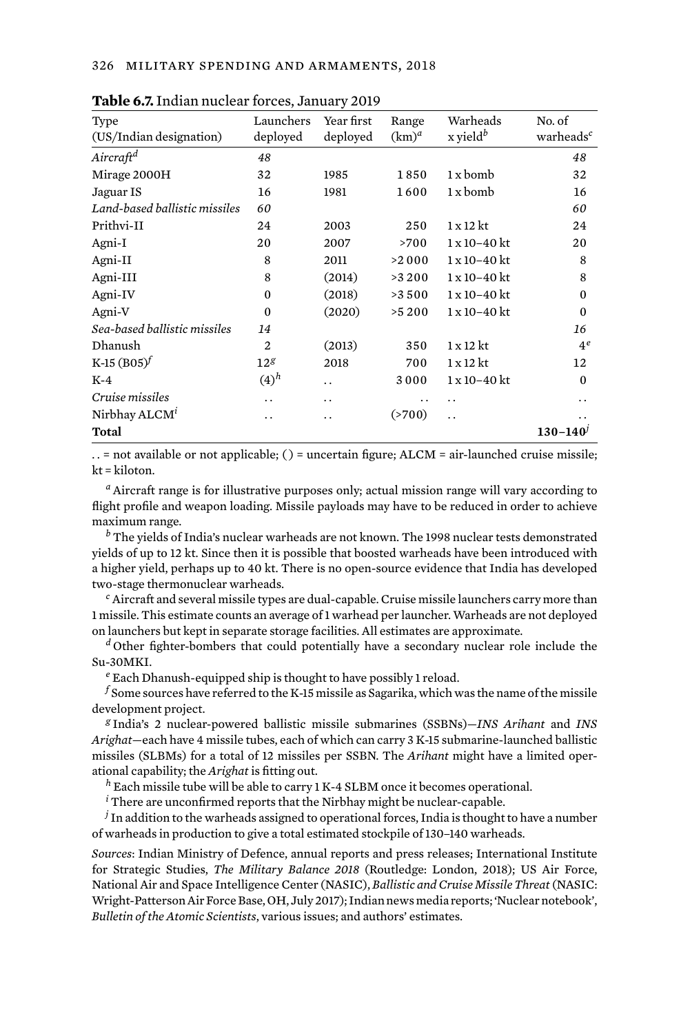**Table 6.7.** Indian nuclear forces, January 2019

| Type (US/Indian designation) | Launchers deployed | Year first deployed | Range (km)[a] | Warheads x yield[b] | No. of warheads[c] |
|---|---|---|---|---|---|
| *Aircraft*[d] | *48* | | | | *48* |
| Mirage 2000H | 32 | 1985 | 1 850 | 1 x bomb | 32 |
| Jaguar IS | 16 | 1981 | 1 600 | 1 x bomb | 16 |
| *Land-based ballistic missiles* | *60* | | | | *60* |
| Prithvi-II | 24 | 2003 | 250 | 1 x 12 kt | 24 |
| Agni-I | 20 | 2007 | >700 | 1 x 10–40 kt | 20 |
| Agni-II | 8 | 2011 | >2 000 | 1 x 10–40 kt | 8 |
| Agni-III | 8 | (2014) | >3 200 | 1 x 10–40 kt | 8 |
| Agni-IV | 0 | (2018) | >3 500 | 1 x 10–40 kt | 0 |
| Agni-V | 0 | (2020) | >5 200 | 1 x 10–40 kt | 0 |
| *Sea-based ballistic missiles* | *14* | | | | *16* |
| Dhanush | 2 | (2013) | 350 | 1 x 12 kt | 4[e] |
| K-15 (B05)[f] | 12[g] | 2018 | 700 | 1 x 12 kt | 12 |
| K-4 | (4)[h] | . . | 3 000 | 1 x 10–40 kt | 0 |
| *Cruise missiles* | . . | . . | . . | . . | . . |
| Nirbhay ALCM[i] | . . | . . | (>700) | . . | . . |
| **Total** | | | | | **130–140**[j] |

. . = not available or not applicable; ( ) = uncertain figure; ALCM = air-launched cruise missile; kt = kiloton.

[a] Aircraft range is for illustrative purposes only; actual mission range will vary according to flight profile and weapon loading. Missile payloads may have to be reduced in order to achieve maximum range.

[b] The yields of India's nuclear warheads are not known. The 1998 nuclear tests demonstrated yields of up to 12 kt. Since then it is possible that boosted warheads have been introduced with a higher yield, perhaps up to 40 kt. There is no open-source evidence that India has developed two-stage thermonuclear warheads.

[c] Aircraft and several missile types are dual-capable. Cruise missile launchers carry more than 1 missile. This estimate counts an average of 1 warhead per launcher. Warheads are not deployed on launchers but kept in separate storage facilities. All estimates are approximate.

[d] Other fighter-bombers that could potentially have a secondary nuclear role include the Su-30MKI.

[e] Each Dhanush-equipped ship is thought to have possibly 1 reload.

[f] Some sources have referred to the K-15 missile as Sagarika, which was the name of the missile development project.

[g] India's 2 nuclear-powered ballistic missile submarines (SSBNs)—*INS Arihant* and *INS Arighat*—each have 4 missile tubes, each of which can carry 3 K-15 submarine-launched ballistic missiles (SLBMs) for a total of 12 missiles per SSBN. The *Arihant* might have a limited operational capability; the *Arighat* is fitting out.

[h] Each missile tube will be able to carry 1 K-4 SLBM once it becomes operational.

[i] There are unconfirmed reports that the Nirbhay might be nuclear-capable.

[j] In addition to the warheads assigned to operational forces, India is thought to have a number of warheads in production to give a total estimated stockpile of 130–140 warheads.

*Sources*: Indian Ministry of Defence, annual reports and press releases; International Institute for Strategic Studies, *The Military Balance 2018* (Routledge: London, 2018); US Air Force, National Air and Space Intelligence Center (NASIC), *Ballistic and Cruise Missile Threat* (NASIC: Wright-Patterson Air Force Base, OH, July 2017); Indian news media reports; 'Nuclear notebook', *Bulletin of the Atomic Scientists*, various issues; and authors' estimates.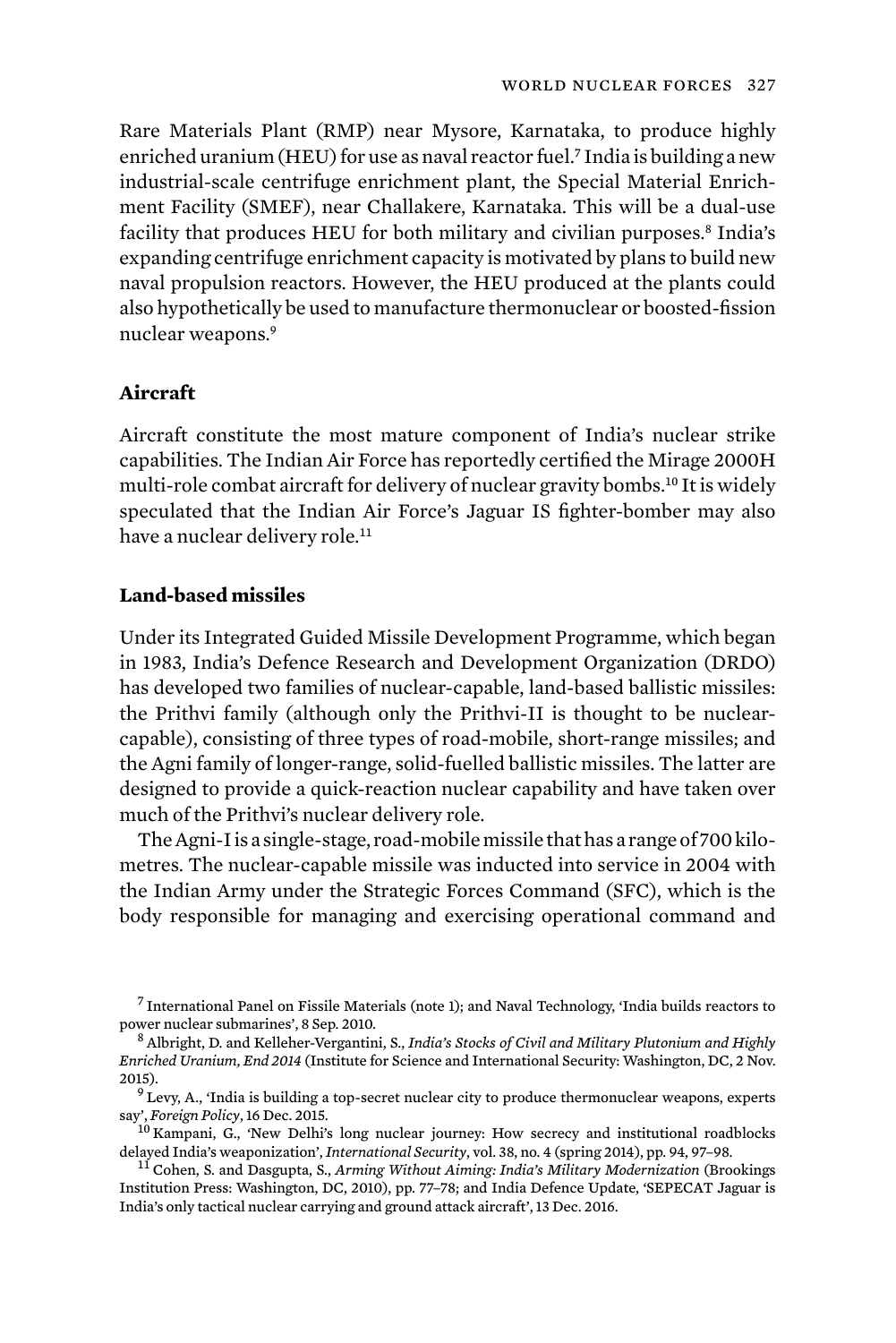Rare Materials Plant (RMP) near Mysore, Karnataka, to produce highly enriched uranium (HEU) for use as naval reactor fuel.[7] India is building a new industrial-scale centrifuge enrichment plant, the Special Material Enrichment Facility (SMEF), near Challakere, Karnataka. This will be a dual-use facility that produces HEU for both military and civilian purposes.[8] India's expanding centrifuge enrichment capacity is motivated by plans to build new naval propulsion reactors. However, the HEU produced at the plants could also hypothetically be used to manufacture thermonuclear or boosted-fission nuclear weapons.[9]

**Aircraft**

Aircraft constitute the most mature component of India's nuclear strike capabilities. The Indian Air Force has reportedly certified the Mirage 2000H multi-role combat aircraft for delivery of nuclear gravity bombs.[10] It is widely speculated that the Indian Air Force's Jaguar IS fighter-bomber may also have a nuclear delivery role.[11]

**Land-based missiles**

Under its Integrated Guided Missile Development Programme, which began in 1983, India's Defence Research and Development Organization (DRDO) has developed two families of nuclear-capable, land-based ballistic missiles: the Prithvi family (although only the Prithvi-II is thought to be nuclear-capable), consisting of three types of road-mobile, short-range missiles; and the Agni family of longer-range, solid-fuelled ballistic missiles. The latter are designed to provide a quick-reaction nuclear capability and have taken over much of the Prithvi's nuclear delivery role.

The Agni-I is a single-stage, road-mobile missile that has a range of 700 kilometres. The nuclear-capable missile was inducted into service in 2004 with the Indian Army under the Strategic Forces Command (SFC), which is the body responsible for managing and exercising operational command and

[7] International Panel on Fissile Materials (note 1); and Naval Technology, 'India builds reactors to power nuclear submarines', 8 Sep. 2010.

[8] Albright, D. and Kelleher-Vergantini, S., *India's Stocks of Civil and Military Plutonium and Highly Enriched Uranium, End 2014* (Institute for Science and International Security: Washington, DC, 2 Nov. 2015).

[9] Levy, A., 'India is building a top-secret nuclear city to produce thermonuclear weapons, experts say', *Foreign Policy*, 16 Dec. 2015.

[10] Kampani, G., 'New Delhi's long nuclear journey: How secrecy and institutional roadblocks delayed India's weaponization', *International Security*, vol. 38, no. 4 (spring 2014), pp. 94, 97–98.

[11] Cohen, S. and Dasgupta, S., *Arming Without Aiming: India's Military Modernization* (Brookings Institution Press: Washington, DC, 2010), pp. 77–78; and India Defence Update, 'SEPECAT Jaguar is India's only tactical nuclear carrying and ground attack aircraft', 13 Dec. 2016.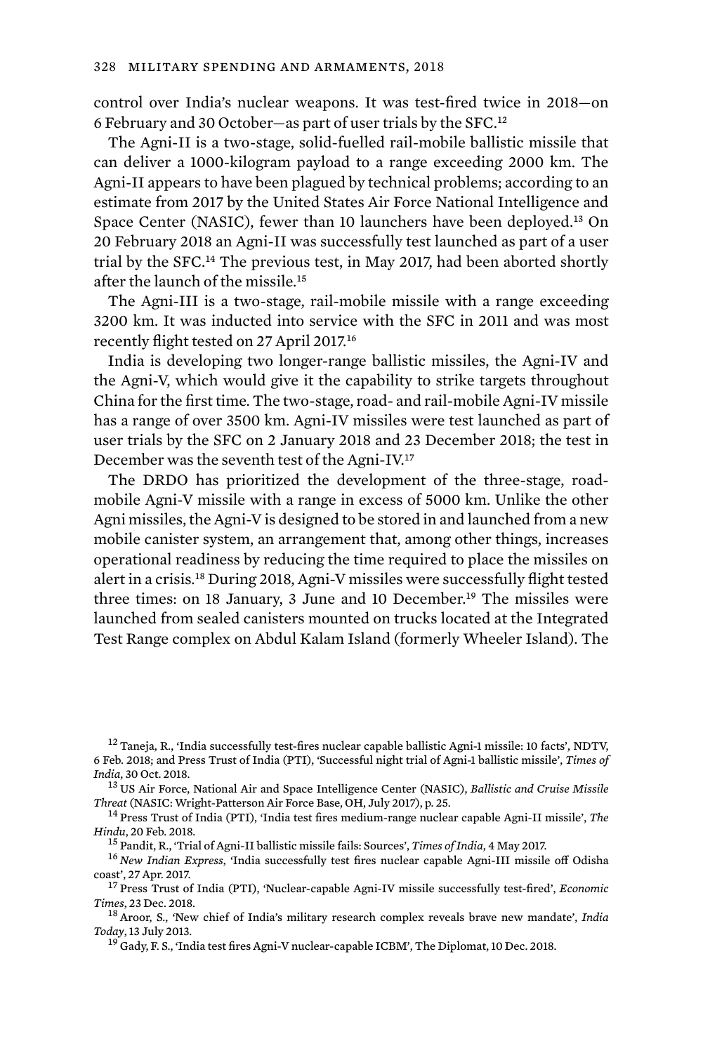control over India's nuclear weapons. It was test-fired twice in 2018—on 6 February and 30 October—as part of user trials by the SFC.[12]

The Agni-II is a two-stage, solid-fuelled rail-mobile ballistic missile that can deliver a 1000-kilogram payload to a range exceeding 2000 km. The Agni-II appears to have been plagued by technical problems; according to an estimate from 2017 by the United States Air Force National Intelligence and Space Center (NASIC), fewer than 10 launchers have been deployed.[13] On 20 February 2018 an Agni-II was successfully test launched as part of a user trial by the SFC.[14] The previous test, in May 2017, had been aborted shortly after the launch of the missile.[15]

The Agni-III is a two-stage, rail-mobile missile with a range exceeding 3200 km. It was inducted into service with the SFC in 2011 and was most recently flight tested on 27 April 2017.[16]

India is developing two longer-range ballistic missiles, the Agni-IV and the Agni-V, which would give it the capability to strike targets throughout China for the first time. The two-stage, road- and rail-mobile Agni-IV missile has a range of over 3500 km. Agni-IV missiles were test launched as part of user trials by the SFC on 2 January 2018 and 23 December 2018; the test in December was the seventh test of the Agni-IV.[17]

The DRDO has prioritized the development of the three-stage, road-mobile Agni-V missile with a range in excess of 5000 km. Unlike the other Agni missiles, the Agni-V is designed to be stored in and launched from a new mobile canister system, an arrangement that, among other things, increases operational readiness by reducing the time required to place the missiles on alert in a crisis.[18] During 2018, Agni-V missiles were successfully flight tested three times: on 18 January, 3 June and 10 December.[19] The missiles were launched from sealed canisters mounted on trucks located at the Integrated Test Range complex on Abdul Kalam Island (formerly Wheeler Island). The

[12] Taneja, R., 'India successfully test-fires nuclear capable ballistic Agni-1 missile: 10 facts', NDTV, 6 Feb. 2018; and Press Trust of India (PTI), 'Successful night trial of Agni-1 ballistic missile', *Times of India*, 30 Oct. 2018.

[13] US Air Force, National Air and Space Intelligence Center (NASIC), *Ballistic and Cruise Missile Threat* (NASIC: Wright-Patterson Air Force Base, OH, July 2017), p. 25.

[14] Press Trust of India (PTI), 'India test fires medium-range nuclear capable Agni-II missile', *The Hindu*, 20 Feb. 2018.

[15] Pandit, R., 'Trial of Agni-II ballistic missile fails: Sources', *Times of India*, 4 May 2017.

[16] *New Indian Express*, 'India successfully test fires nuclear capable Agni-III missile off Odisha coast', 27 Apr. 2017.

[17] Press Trust of India (PTI), 'Nuclear-capable Agni-IV missile successfully test-fired', *Economic Times*, 23 Dec. 2018.

[18] Aroor, S., 'New chief of India's military research complex reveals brave new mandate', *India Today*, 13 July 2013.

[19] Gady, F. S., 'India test fires Agni-V nuclear-capable ICBM', The Diplomat, 10 Dec. 2018.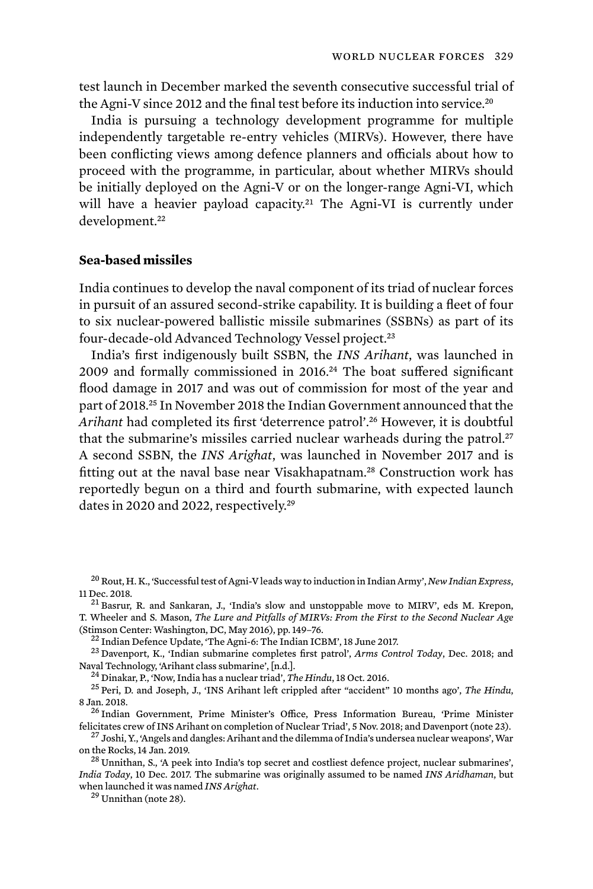test launch in December marked the seventh consecutive successful trial of the Agni-V since 2012 and the final test before its induction into service.[20]

India is pursuing a technology development programme for multiple independently targetable re-entry vehicles (MIRVs). However, there have been conflicting views among defence planners and officials about how to proceed with the programme, in particular, about whether MIRVs should be initially deployed on the Agni-V or on the longer-range Agni-VI, which will have a heavier payload capacity.[21] The Agni-VI is currently under development.[22]

### Sea-based missiles

India continues to develop the naval component of its triad of nuclear forces in pursuit of an assured second-strike capability. It is building a fleet of four to six nuclear-powered ballistic missile submarines (SSBNs) as part of its four-decade-old Advanced Technology Vessel project.[23]

India's first indigenously built SSBN, the *INS Arihant*, was launched in 2009 and formally commissioned in 2016.[24] The boat suffered significant flood damage in 2017 and was out of commission for most of the year and part of 2018.[25] In November 2018 the Indian Government announced that the *Arihant* had completed its first 'deterrence patrol'.[26] However, it is doubtful that the submarine's missiles carried nuclear warheads during the patrol.[27] A second SSBN, the *INS Arighat*, was launched in November 2017 and is fitting out at the naval base near Visakhapatnam.[28] Construction work has reportedly begun on a third and fourth submarine, with expected launch dates in 2020 and 2022, respectively.[29]

---

[20] Rout, H. K., 'Successful test of Agni-V leads way to induction in Indian Army', *New Indian Express*, 11 Dec. 2018.

[21] Basrur, R. and Sankaran, J., 'India's slow and unstoppable move to MIRV', eds M. Krepon, T. Wheeler and S. Mason, *The Lure and Pitfalls of MIRVs: From the First to the Second Nuclear Age* (Stimson Center: Washington, DC, May 2016), pp. 149–76.

[22] Indian Defence Update, 'The Agni-6: The Indian ICBM', 18 June 2017.

[23] Davenport, K., 'Indian submarine completes first patrol', *Arms Control Today*, Dec. 2018; and Naval Technology, 'Arihant class submarine', [n.d.].

[24] Dinakar, P., 'Now, India has a nuclear triad', *The Hindu*, 18 Oct. 2016.

[25] Peri, D. and Joseph, J., 'INS Arihant left crippled after "accident" 10 months ago', *The Hindu*, 8 Jan. 2018.

[26] Indian Government, Prime Minister's Office, Press Information Bureau, 'Prime Minister felicitates crew of INS Arihant on completion of Nuclear Triad', 5 Nov. 2018; and Davenport (note 23).

[27] Joshi, Y., 'Angels and dangles: Arihant and the dilemma of India's undersea nuclear weapons', War on the Rocks, 14 Jan. 2019.

[28] Unnithan, S., 'A peek into India's top secret and costliest defence project, nuclear submarines', *India Today*, 10 Dec. 2017. The submarine was originally assumed to be named *INS Aridhaman*, but when launched it was named *INS Arighat*.

[29] Unnithan (note 28).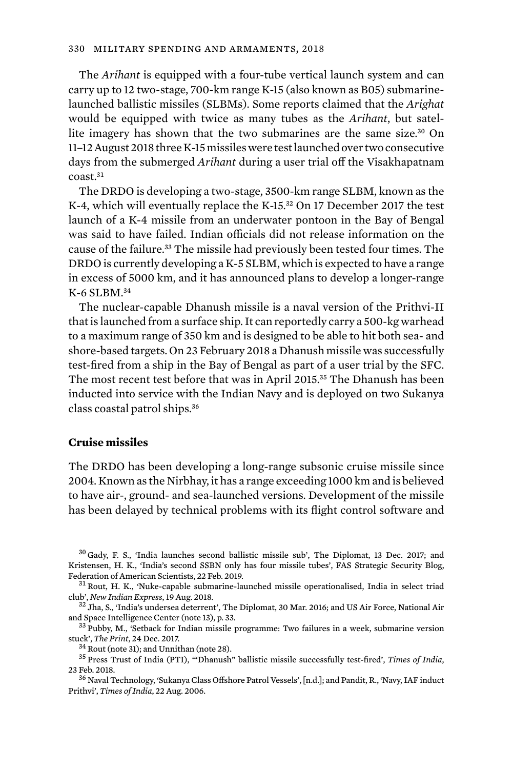The *Arihant* is equipped with a four-tube vertical launch system and can carry up to 12 two-stage, 700-km range K-15 (also known as B05) submarine-launched ballistic missiles (SLBMs). Some reports claimed that the *Arighat* would be equipped with twice as many tubes as the *Arihant*, but satellite imagery has shown that the two submarines are the same size.[30] On 11–12 August 2018 three K-15 missiles were test launched over two consecutive days from the submerged *Arihant* during a user trial off the Visakhapatnam coast.[31]

The DRDO is developing a two-stage, 3500-km range SLBM, known as the K-4, which will eventually replace the K-15.[32] On 17 December 2017 the test launch of a K-4 missile from an underwater pontoon in the Bay of Bengal was said to have failed. Indian officials did not release information on the cause of the failure.[33] The missile had previously been tested four times. The DRDO is currently developing a K-5 SLBM, which is expected to have a range in excess of 5000 km, and it has announced plans to develop a longer-range K-6 SLBM.[34]

The nuclear-capable Dhanush missile is a naval version of the Prithvi-II that is launched from a surface ship. It can reportedly carry a 500-kg warhead to a maximum range of 350 km and is designed to be able to hit both sea- and shore-based targets. On 23 February 2018 a Dhanush missile was successfully test-fired from a ship in the Bay of Bengal as part of a user trial by the SFC. The most recent test before that was in April 2015.[35] The Dhanush has been inducted into service with the Indian Navy and is deployed on two Sukanya class coastal patrol ships.[36]

### Cruise missiles

The DRDO has been developing a long-range subsonic cruise missile since 2004. Known as the Nirbhay, it has a range exceeding 1000 km and is believed to have air-, ground- and sea-launched versions. Development of the missile has been delayed by technical problems with its flight control software and

---

[30] Gady, F. S., 'India launches second ballistic missile sub', The Diplomat, 13 Dec. 2017; and Kristensen, H. K., 'India's second SSBN only has four missile tubes', FAS Strategic Security Blog, Federation of American Scientists, 22 Feb. 2019.

[31] Rout, H. K., 'Nuke-capable submarine-launched missile operationalised, India in select triad club', *New Indian Express*, 19 Aug. 2018.

[32] Jha, S., 'India's undersea deterrent', The Diplomat, 30 Mar. 2016; and US Air Force, National Air and Space Intelligence Center (note 13), p. 33.

[33] Pubby, M., 'Setback for Indian missile programme: Two failures in a week, submarine version stuck', *The Print*, 24 Dec. 2017.

[34] Rout (note 31); and Unnithan (note 28).

[35] Press Trust of India (PTI), '"Dhanush" ballistic missile successfully test-fired', *Times of India*, 23 Feb. 2018.

[36] Naval Technology, 'Sukanya Class Offshore Patrol Vessels', [n.d.]; and Pandit, R., 'Navy, IAF induct Prithvi', *Times of India*, 22 Aug. 2006.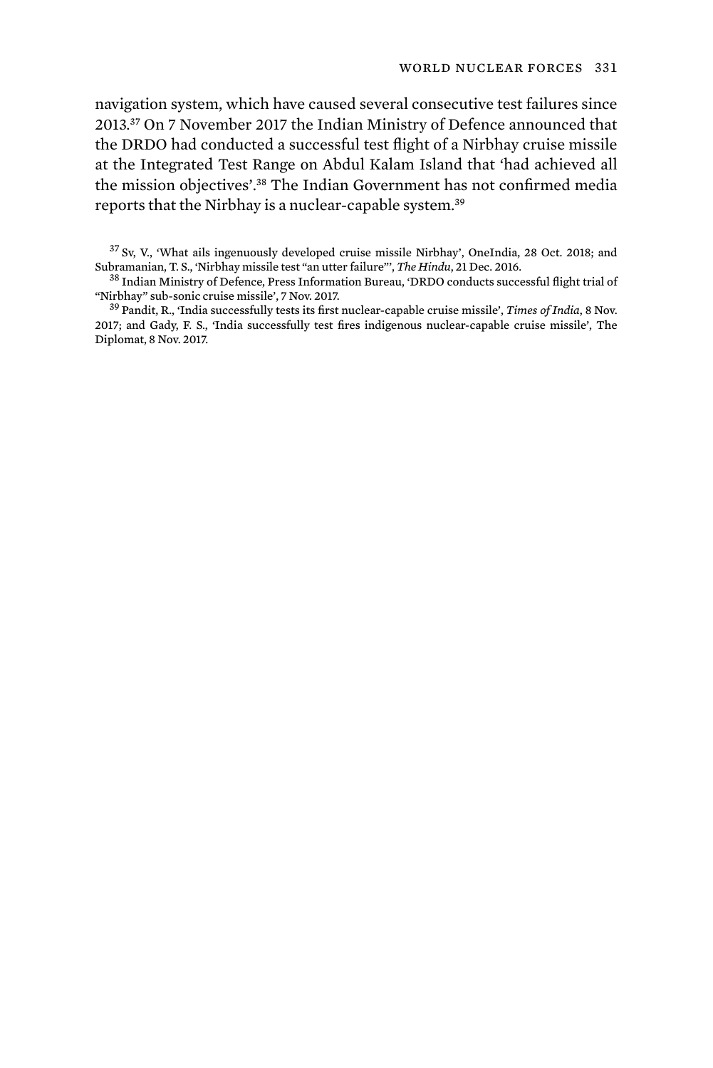navigation system, which have caused several consecutive test failures since 2013.[37] On 7 November 2017 the Indian Ministry of Defence announced that the DRDO had conducted a successful test flight of a Nirbhay cruise missile at the Integrated Test Range on Abdul Kalam Island that 'had achieved all the mission objectives'.[38] The Indian Government has not confirmed media reports that the Nirbhay is a nuclear-capable system.[39]

[37] Sv, V., 'What ails ingenuously developed cruise missile Nirbhay', OneIndia, 28 Oct. 2018; and Subramanian, T. S., 'Nirbhay missile test "an utter failure"', *The Hindu*, 21 Dec. 2016.

[38] Indian Ministry of Defence, Press Information Bureau, 'DRDO conducts successful flight trial of "Nirbhay" sub-sonic cruise missile', 7 Nov. 2017.

[39] Pandit, R., 'India successfully tests its first nuclear-capable cruise missile', *Times of India*, 8 Nov. 2017; and Gady, F. S., 'India successfully test fires indigenous nuclear-capable cruise missile', The Diplomat, 8 Nov. 2017.